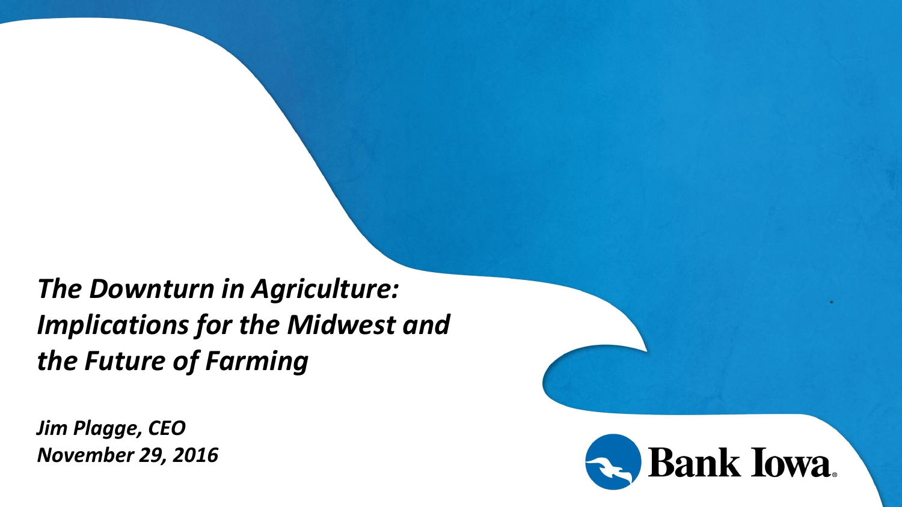# *The Downturn in Agriculture: Implications for the Midwest and the Future of Farming*

***Jim Plagge, CEO***
***November 29, 2016***

Bank Iowa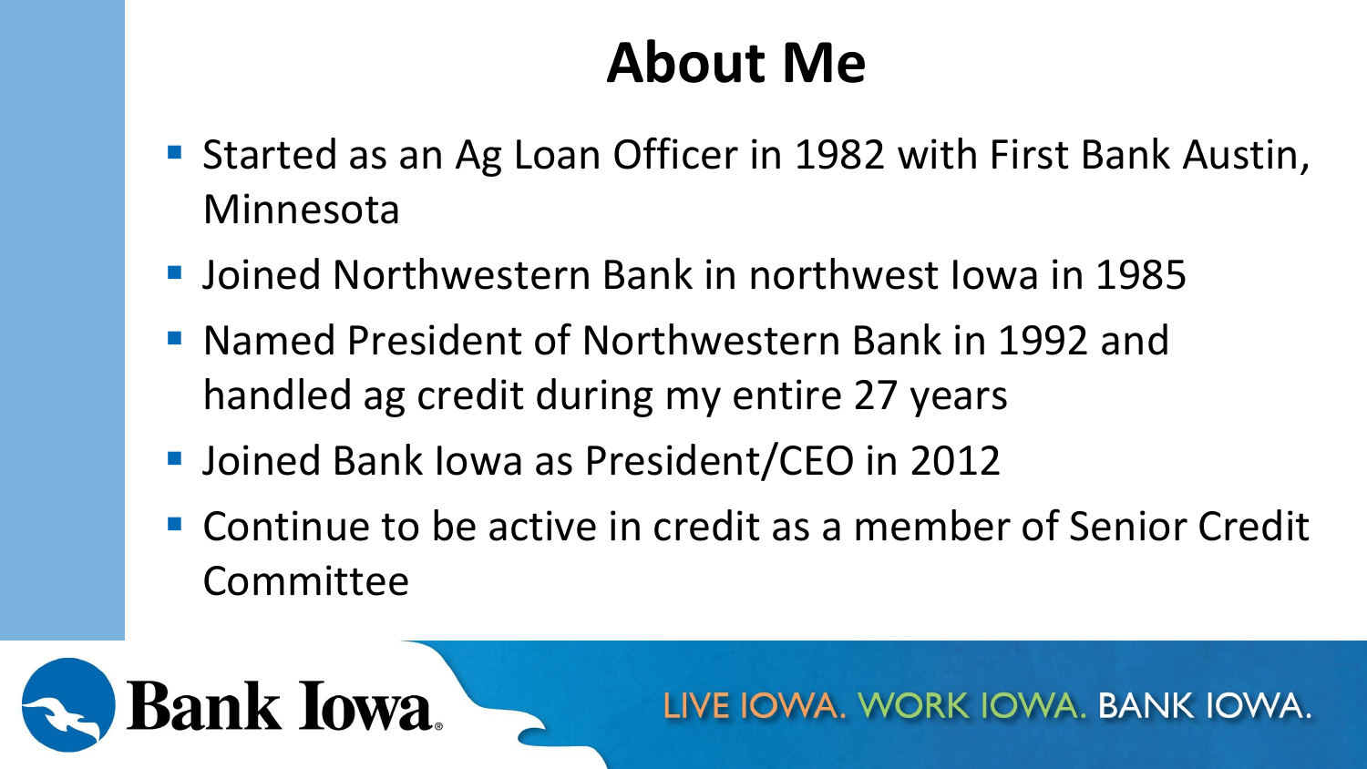# About Me

- Started as an Ag Loan Officer in 1982 with First Bank Austin, Minnesota
- Joined Northwestern Bank in northwest Iowa in 1985
- Named President of Northwestern Bank in 1992 and handled ag credit during my entire 27 years
- Joined Bank Iowa as President/CEO in 2012
- Continue to be active in credit as a member of Senior Credit Committee

Bank Iowa

LIVE IOWA. WORK IOWA. BANK IOWA.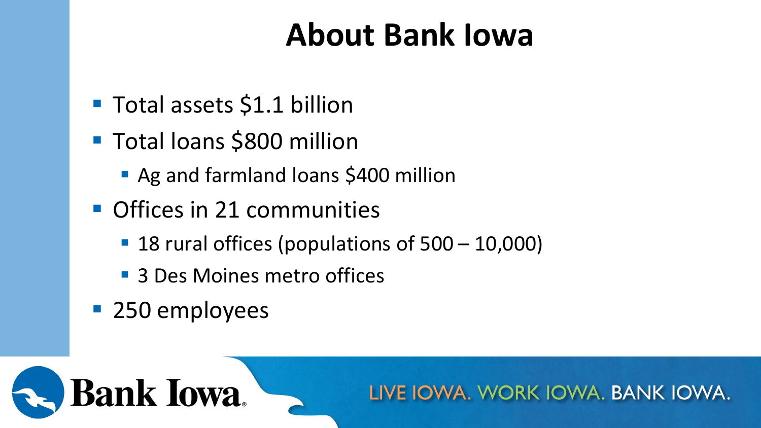# About Bank Iowa

- Total assets $1.1 billion
- Total loans $800 million
  - Ag and farmland loans $400 million
- Offices in 21 communities
  - 18 rural offices (populations of 500 – 10,000)
  - 3 Des Moines metro offices
- 250 employees

Bank Iowa

LIVE IOWA. WORK IOWA. BANK IOWA.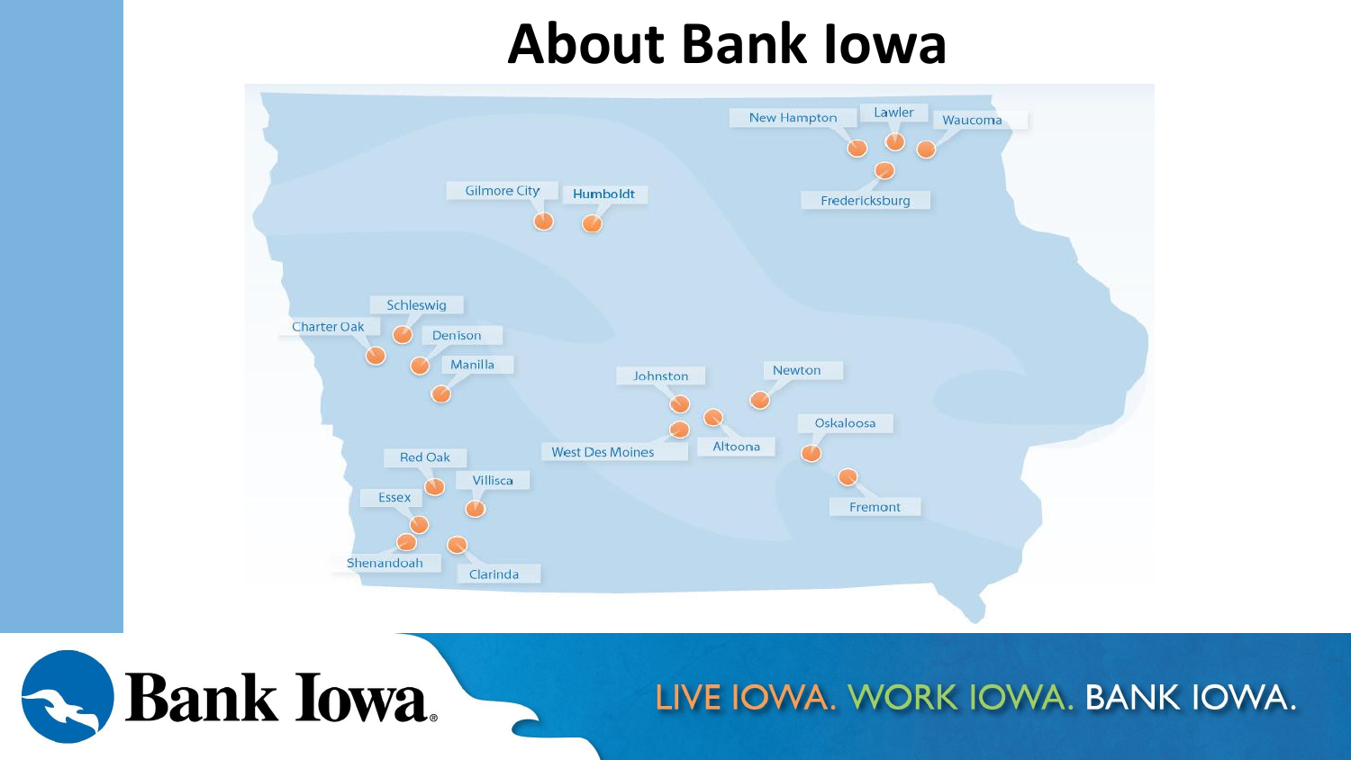# About Bank Iowa

New Hampton
Lawler
Waucoma
Fredericksburg
Gilmore City
Humboldt
Schleswig
Charter Oak
Denison
Manilla
Johnston
Newton
West Des Moines
Altoona
Oskaloosa
Fremont
Red Oak
Villisca
Essex
Shenandoah
Clarinda

Bank Iowa

LIVE IOWA. WORK IOWA. BANK IOWA.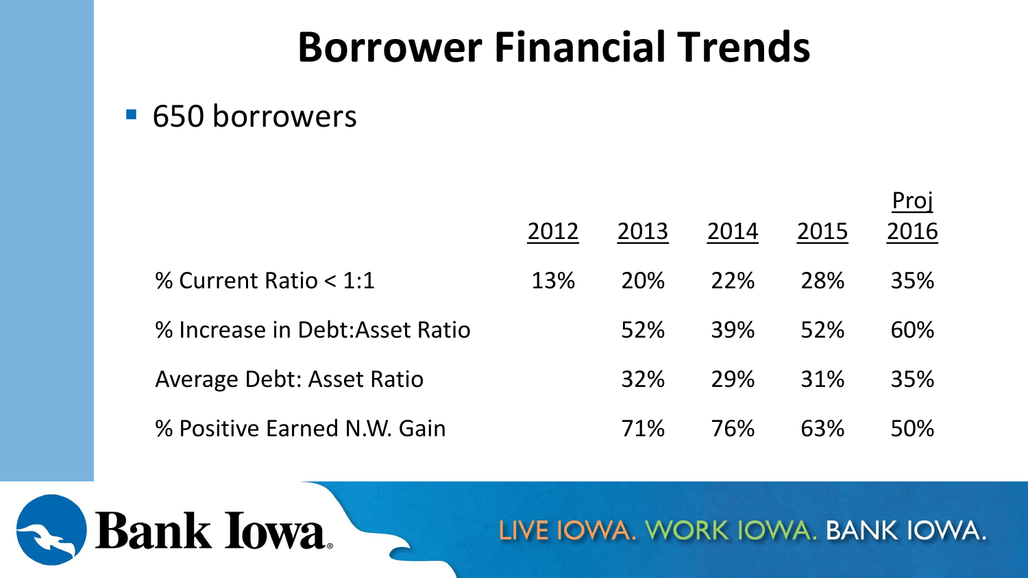# Borrower Financial Trends

- 650 borrowers

| | 2012 | 2013 | 2014 | 2015 | Proj 2016 |
|---|---|---|---|---|---|
| % Current Ratio < 1:1 | 13% | 20% | 22% | 28% | 35% |
| % Increase in Debt:Asset Ratio | | 52% | 39% | 52% | 60% |
| Average Debt: Asset Ratio | | 32% | 29% | 31% | 35% |
| % Positive Earned N.W. Gain | | 71% | 76% | 63% | 50% |

Bank Iowa

LIVE IOWA. WORK IOWA. BANK IOWA.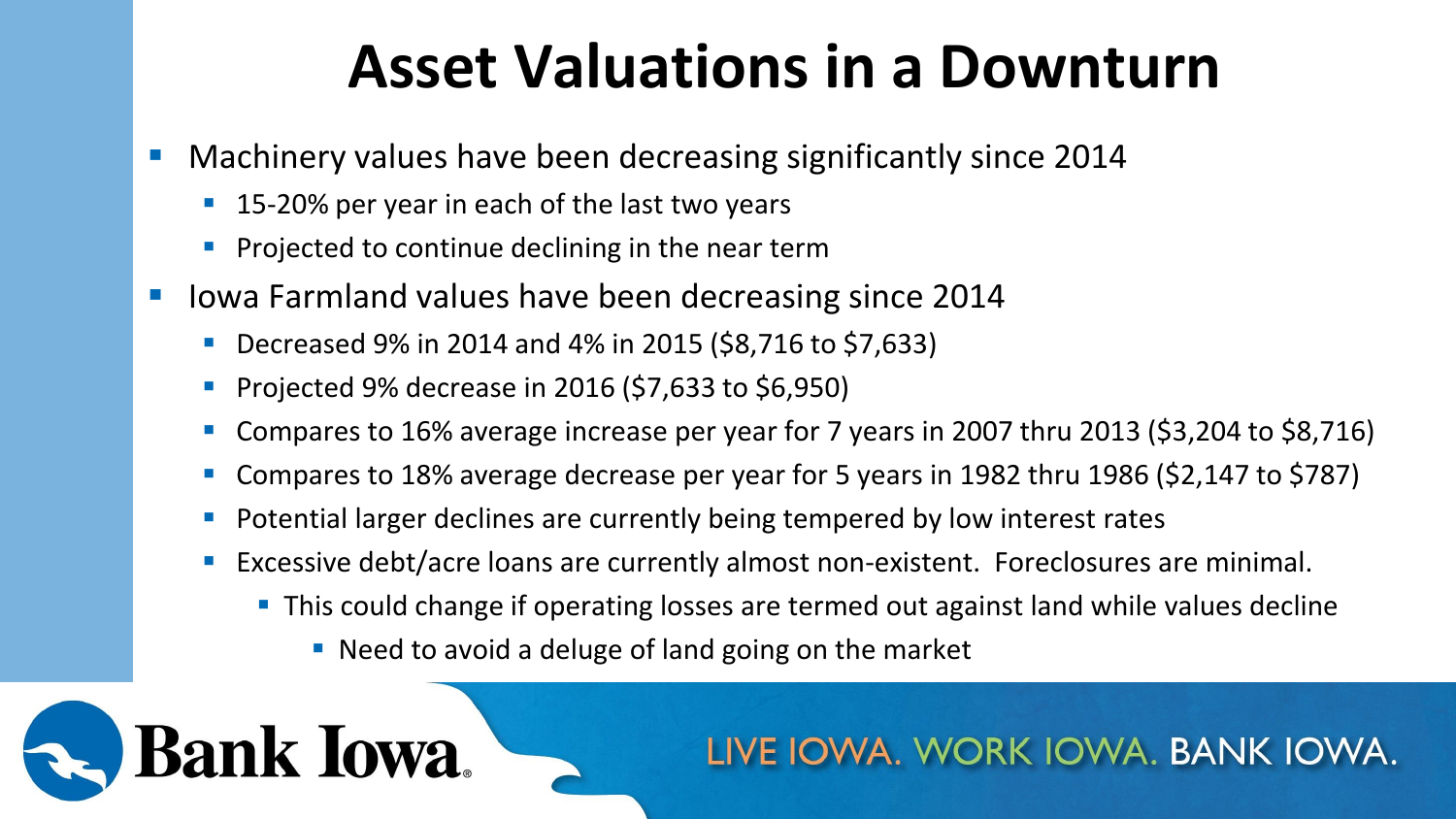# Asset Valuations in a Downturn

- Machinery values have been decreasing significantly since 2014
  - 15-20% per year in each of the last two years
  - Projected to continue declining in the near term
- Iowa Farmland values have been decreasing since 2014
  - Decreased 9% in 2014 and 4% in 2015 ($8,716 to $7,633)
  - Projected 9% decrease in 2016 ($7,633 to $6,950)
  - Compares to 16% average increase per year for 7 years in 2007 thru 2013 ($3,204 to $8,716)
  - Compares to 18% average decrease per year for 5 years in 1982 thru 1986 ($2,147 to $787)
  - Potential larger declines are currently being tempered by low interest rates
  - Excessive debt/acre loans are currently almost non-existent. Foreclosures are minimal.
    - This could change if operating losses are termed out against land while values decline
      - Need to avoid a deluge of land going on the market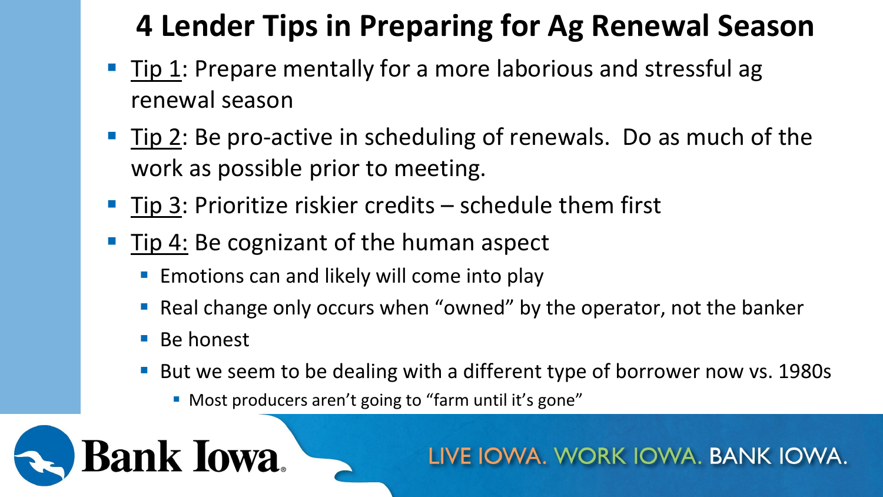# 4 Lender Tips in Preparing for Ag Renewal Season

- Tip 1: Prepare mentally for a more laborious and stressful ag renewal season
- Tip 2: Be pro-active in scheduling of renewals. Do as much of the work as possible prior to meeting.
- Tip 3: Prioritize riskier credits – schedule them first
- Tip 4: Be cognizant of the human aspect
  - Emotions can and likely will come into play
  - Real change only occurs when "owned" by the operator, not the banker
  - Be honest
  - But we seem to be dealing with a different type of borrower now vs. 1980s
    - Most producers aren't going to "farm until it's gone"

Bank Iowa

LIVE IOWA. WORK IOWA. BANK IOWA.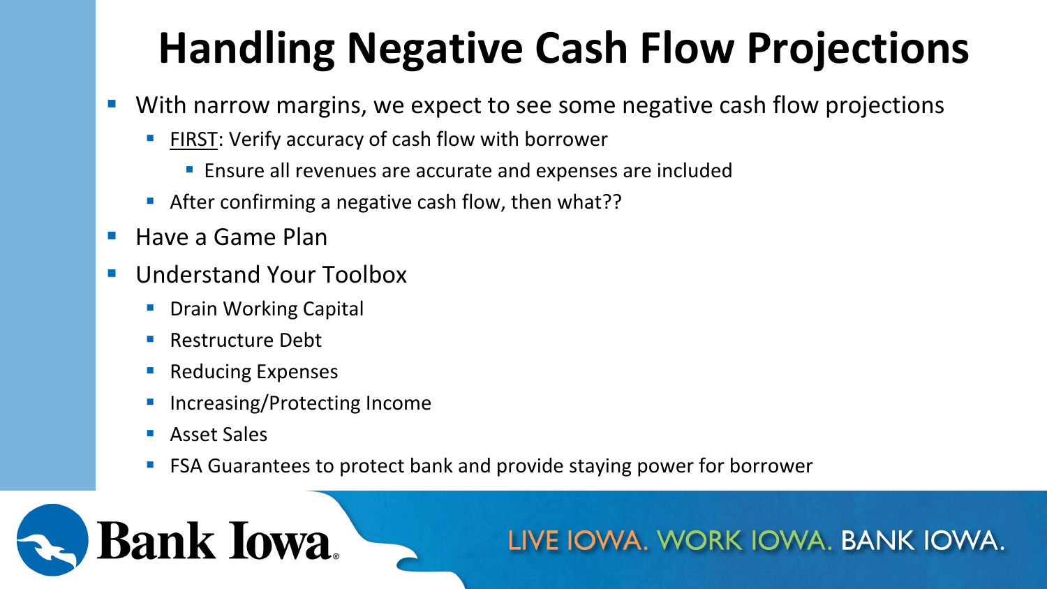# Handling Negative Cash Flow Projections

- With narrow margins, we expect to see some negative cash flow projections
  - FIRST: Verify accuracy of cash flow with borrower
    - Ensure all revenues are accurate and expenses are included
  - After confirming a negative cash flow, then what??
- Have a Game Plan
- Understand Your Toolbox
  - Drain Working Capital
  - Restructure Debt
  - Reducing Expenses
  - Increasing/Protecting Income
  - Asset Sales
  - FSA Guarantees to protect bank and provide staying power for borrower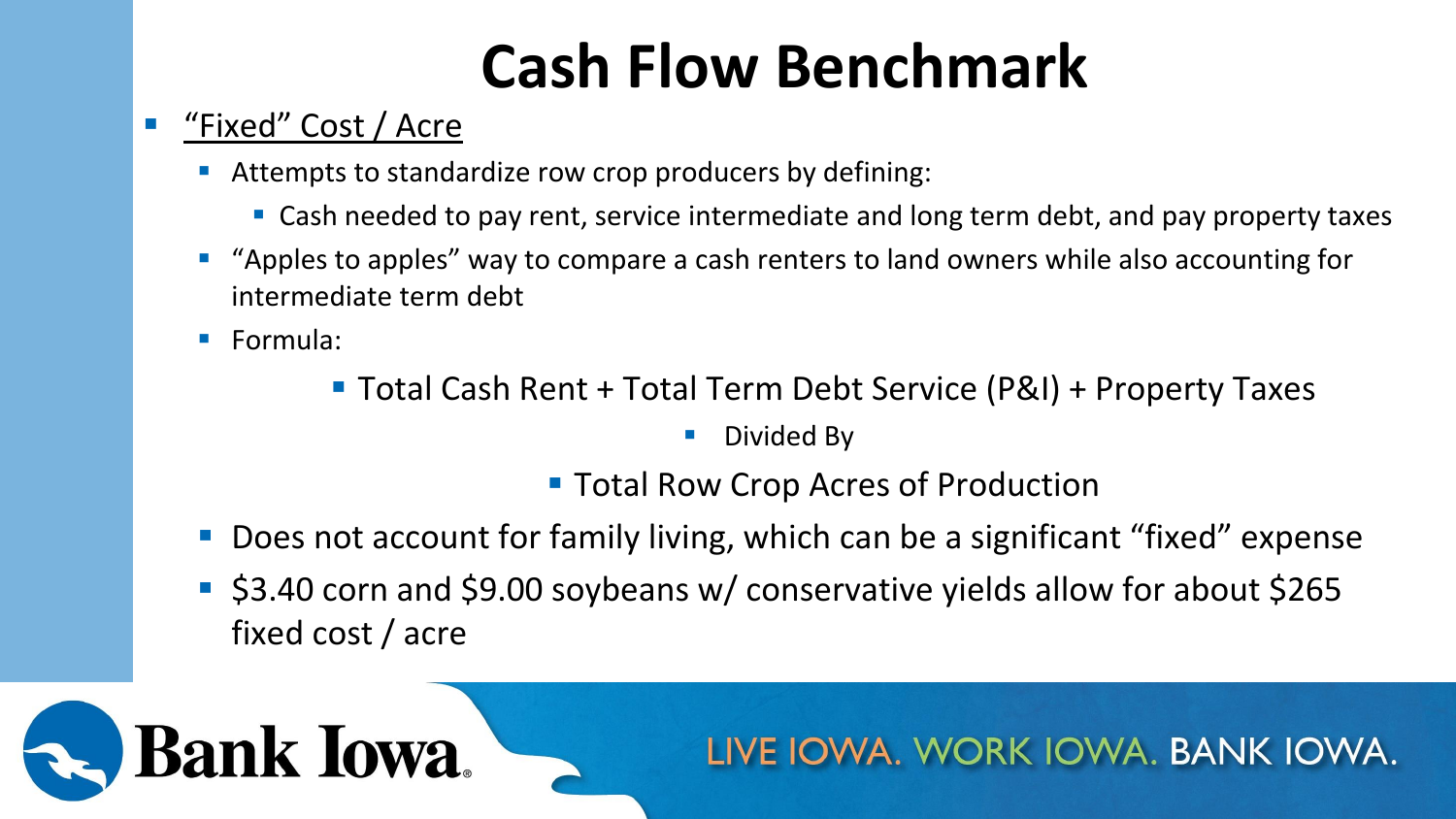# Cash Flow Benchmark

- "Fixed" Cost / Acre
  - Attempts to standardize row crop producers by defining:
    - Cash needed to pay rent, service intermediate and long term debt, and pay property taxes
  - "Apples to apples" way to compare a cash renters to land owners while also accounting for intermediate term debt
  - Formula:
    - Total Cash Rent + Total Term Debt Service (P&I) + Property Taxes
      - Divided By
    - Total Row Crop Acres of Production
  - Does not account for family living, which can be a significant "fixed" expense
  - $3.40 corn and $9.00 soybeans w/ conservative yields allow for about $265 fixed cost / acre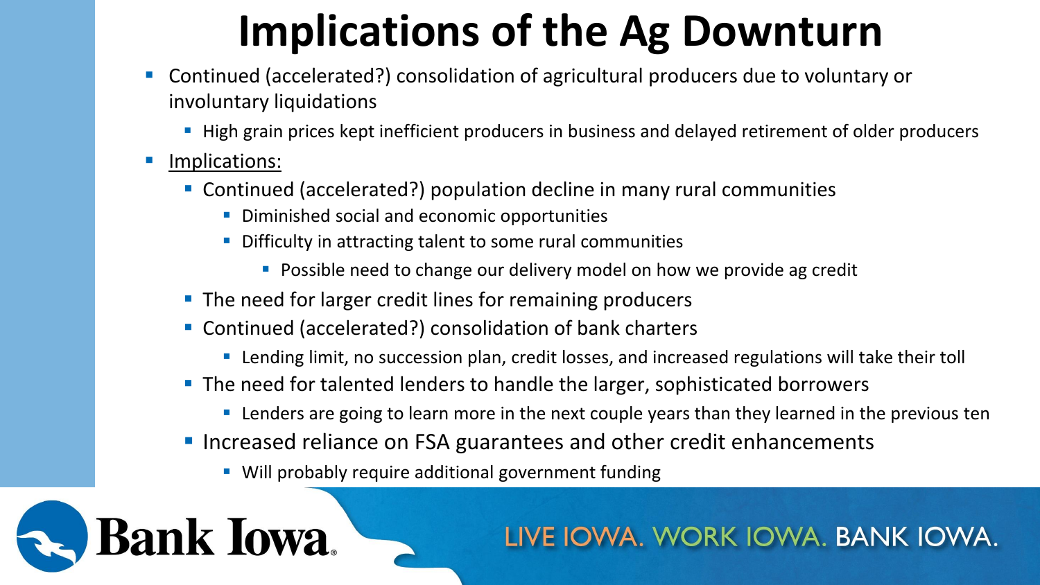# Implications of the Ag Downturn

- Continued (accelerated?) consolidation of agricultural producers due to voluntary or involuntary liquidations
  - High grain prices kept inefficient producers in business and delayed retirement of older producers
- Implications:
  - Continued (accelerated?) population decline in many rural communities
    - Diminished social and economic opportunities
    - Difficulty in attracting talent to some rural communities
      - Possible need to change our delivery model on how we provide ag credit
  - The need for larger credit lines for remaining producers
  - Continued (accelerated?) consolidation of bank charters
    - Lending limit, no succession plan, credit losses, and increased regulations will take their toll
  - The need for talented lenders to handle the larger, sophisticated borrowers
    - Lenders are going to learn more in the next couple years than they learned in the previous ten
  - Increased reliance on FSA guarantees and other credit enhancements
    - Will probably require additional government funding

Bank Iowa

LIVE IOWA. WORK IOWA. BANK IOWA.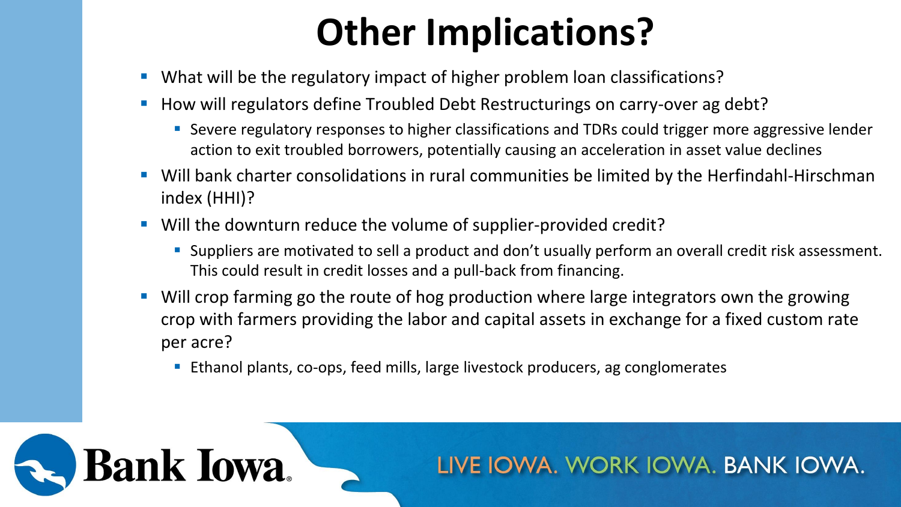# Other Implications?

- What will be the regulatory impact of higher problem loan classifications?
- How will regulators define Troubled Debt Restructurings on carry-over ag debt?
  - Severe regulatory responses to higher classifications and TDRs could trigger more aggressive lender action to exit troubled borrowers, potentially causing an acceleration in asset value declines
- Will bank charter consolidations in rural communities be limited by the Herfindahl-Hirschman index (HHI)?
- Will the downturn reduce the volume of supplier-provided credit?
  - Suppliers are motivated to sell a product and don't usually perform an overall credit risk assessment. This could result in credit losses and a pull-back from financing.
- Will crop farming go the route of hog production where large integrators own the growing crop with farmers providing the labor and capital assets in exchange for a fixed custom rate per acre?
  - Ethanol plants, co-ops, feed mills, large livestock producers, ag conglomerates

Bank Iowa

LIVE IOWA. WORK IOWA. BANK IOWA.